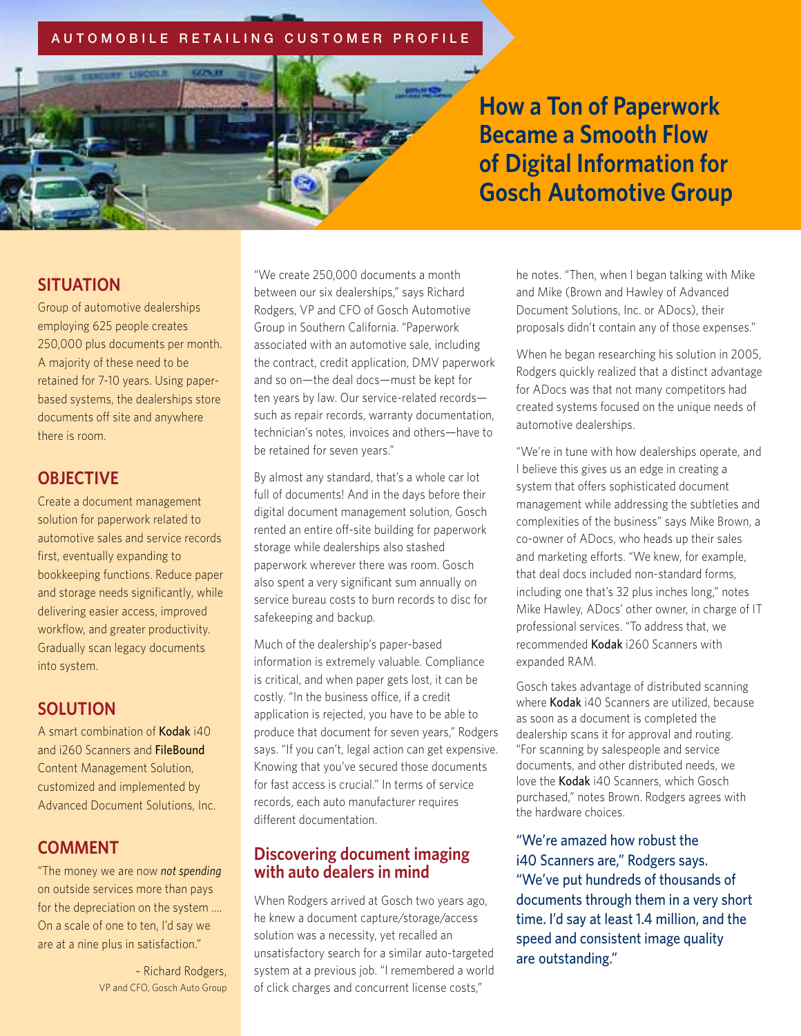AUTOMOBILE RETAILING CUSTOMER PROFILE

# How a Ton of Paperwork Became a Smooth Flow of Digital Information for Gosch Automotive Group

## SITUATION

Group of automotive dealerships employing 625 people creates 250,000 plus documents per month. A majority of these need to be retained for 7-10 years. Using paper-based systems, the dealerships store documents off site and anywhere there is room.

## OBJECTIVE

Create a document management solution for paperwork related to automotive sales and service records first, eventually expanding to bookkeeping functions. Reduce paper and storage needs significantly, while delivering easier access, improved workflow, and greater productivity. Gradually scan legacy documents into system.

## SOLUTION

A smart combination of **Kodak** i40 and i260 Scanners and **FileBound** Content Management Solution, customized and implemented by Advanced Document Solutions, Inc.

## COMMENT

"The money we are now *not spending* on outside services more than pays for the depreciation on the system .... On a scale of one to ten, I'd say we are at a nine plus in satisfaction."

~ Richard Rodgers,
VP and CFO, Gosch Auto Group

"We create 250,000 documents a month between our six dealerships," says Richard Rodgers, VP and CFO of Gosch Automotive Group in Southern California. "Paperwork associated with an automotive sale, including the contract, credit application, DMV paperwork and so on—the deal docs—must be kept for ten years by law. Our service-related records—such as repair records, warranty documentation, technician's notes, invoices and others—have to be retained for seven years."

By almost any standard, that's a whole car lot full of documents! And in the days before their digital document management solution, Gosch rented an entire off-site building for paperwork storage while dealerships also stashed paperwork wherever there was room. Gosch also spent a very significant sum annually on service bureau costs to burn records to disc for safekeeping and backup.

Much of the dealership's paper-based information is extremely valuable. Compliance is critical, and when paper gets lost, it can be costly. "In the business office, if a credit application is rejected, you have to be able to produce that document for seven years," Rodgers says. "If you can't, legal action can get expensive. Knowing that you've secured those documents for fast access is crucial." In terms of service records, each auto manufacturer requires different documentation.

## Discovering document imaging with auto dealers in mind

When Rodgers arrived at Gosch two years ago, he knew a document capture/storage/access solution was a necessity, yet recalled an unsatisfactory search for a similar auto-targeted system at a previous job. "I remembered a world of click charges and concurrent license costs," he notes. "Then, when I began talking with Mike and Mike (Brown and Hawley of Advanced Document Solutions, Inc. or ADocs), their proposals didn't contain any of those expenses."

When he began researching his solution in 2005, Rodgers quickly realized that a distinct advantage for ADocs was that not many competitors had created systems focused on the unique needs of automotive dealerships.

"We're in tune with how dealerships operate, and I believe this gives us an edge in creating a system that offers sophisticated document management while addressing the subtleties and complexities of the business" says Mike Brown, a co-owner of ADocs, who heads up their sales and marketing efforts. "We knew, for example, that deal docs included non-standard forms, including one that's 32 plus inches long," notes Mike Hawley, ADocs' other owner, in charge of IT professional services. "To address that, we recommended **Kodak** i260 Scanners with expanded RAM.

Gosch takes advantage of distributed scanning where **Kodak** i40 Scanners are utilized, because as soon as a document is completed the dealership scans it for approval and routing. "For scanning by salespeople and service documents, and other distributed needs, we love the **Kodak** i40 Scanners, which Gosch purchased," notes Brown. Rodgers agrees with the hardware choices.

"We're amazed how robust the i40 Scanners are," Rodgers says. "We've put hundreds of thousands of documents through them in a very short time. I'd say at least 1.4 million, and the speed and consistent image quality are outstanding."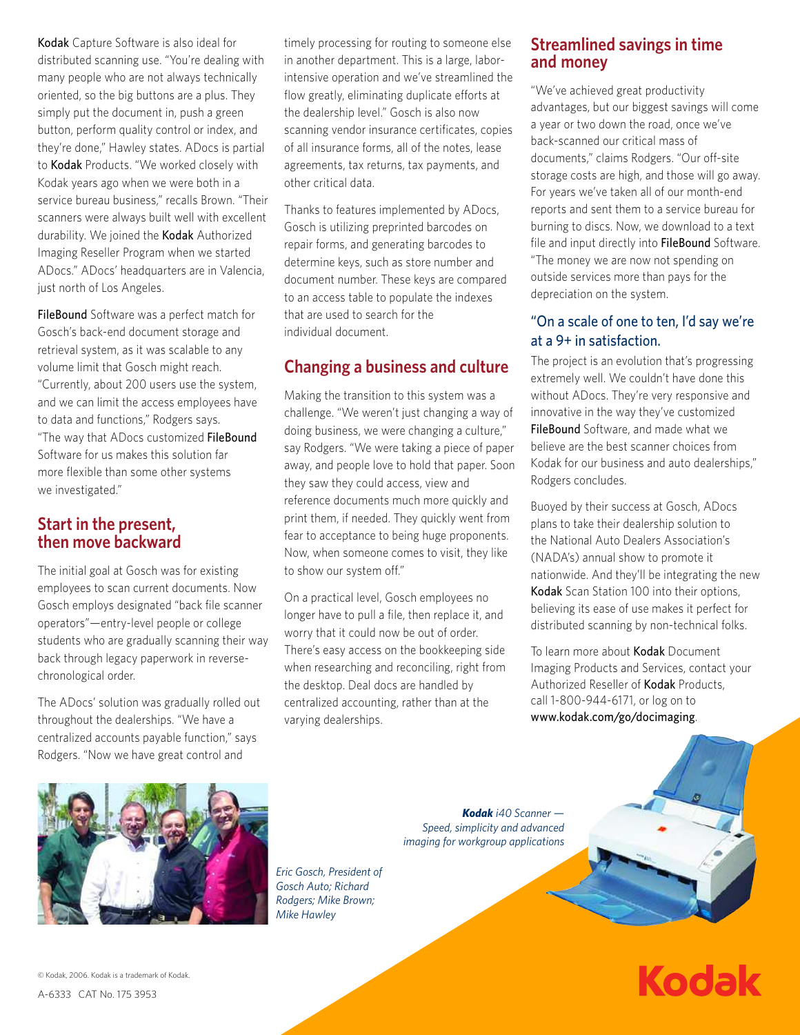Kodak Capture Software is also ideal for distributed scanning use. "You're dealing with many people who are not always technically oriented, so the big buttons are a plus. They simply put the document in, push a green button, perform quality control or index, and they're done," Hawley states. ADocs is partial to Kodak Products. "We worked closely with Kodak years ago when we were both in a service bureau business," recalls Brown. "Their scanners were always built well with excellent durability. We joined the Kodak Authorized Imaging Reseller Program when we started ADocs." ADocs' headquarters are in Valencia, just north of Los Angeles.

FileBound Software was a perfect match for Gosch's back-end document storage and retrieval system, as it was scalable to any volume limit that Gosch might reach. "Currently, about 200 users use the system, and we can limit the access employees have to data and functions," Rodgers says. "The way that ADocs customized FileBound Software for us makes this solution far more flexible than some other systems we investigated."

## Start in the present, then move backward

The initial goal at Gosch was for existing employees to scan current documents. Now Gosch employs designated "back file scanner operators"—entry-level people or college students who are gradually scanning their way back through legacy paperwork in reverse-chronological order.

The ADocs' solution was gradually rolled out throughout the dealerships. "We have a centralized accounts payable function," says Rodgers. "Now we have great control and timely processing for routing to someone else in another department. This is a large, labor-intensive operation and we've streamlined the flow greatly, eliminating duplicate efforts at the dealership level." Gosch is also now scanning vendor insurance certificates, copies of all insurance forms, all of the notes, lease agreements, tax returns, tax payments, and other critical data.

Thanks to features implemented by ADocs, Gosch is utilizing preprinted barcodes on repair forms, and generating barcodes to determine keys, such as store number and document number. These keys are compared to an access table to populate the indexes that are used to search for the individual document.

## Changing a business and culture

Making the transition to this system was a challenge. "We weren't just changing a way of doing business, we were changing a culture," say Rodgers. "We were taking a piece of paper away, and people love to hold that paper. Soon they saw they could access, view and reference documents much more quickly and print them, if needed. They quickly went from fear to acceptance to being huge proponents. Now, when someone comes to visit, they like to show our system off."

On a practical level, Gosch employees no longer have to pull a file, then replace it, and worry that it could now be out of order. There's easy access on the bookkeeping side when researching and reconciling, right from the desktop. Deal docs are handled by centralized accounting, rather than at the varying dealerships.

## Streamlined savings in time and money

"We've achieved great productivity advantages, but our biggest savings will come a year or two down the road, once we've back-scanned our critical mass of documents," claims Rodgers. "Our off-site storage costs are high, and those will go away. For years we've taken all of our month-end reports and sent them to a service bureau for burning to discs. Now, we download to a text file and input directly into FileBound Software. "The money we are now not spending on outside services more than pays for the depreciation on the system.

### "On a scale of one to ten, I'd say we're at a 9+ in satisfaction.

The project is an evolution that's progressing extremely well. We couldn't have done this without ADocs. They're very responsive and innovative in the way they've customized FileBound Software, and made what we believe are the best scanner choices from Kodak for our business and auto dealerships," Rodgers concludes.

Buoyed by their success at Gosch, ADocs plans to take their dealership solution to the National Auto Dealers Association's (NADA's) annual show to promote it nationwide. And they'll be integrating the new Kodak Scan Station 100 into their options, believing its ease of use makes it perfect for distributed scanning by non-technical folks.

To learn more about Kodak Document Imaging Products and Services, contact your Authorized Reseller of Kodak Products, call 1-800-944-6171, or log on to www.kodak.com/go/docimaging.

*Eric Gosch, President of Gosch Auto; Richard Rodgers; Mike Brown; Mike Hawley*

***Kodak** i40 Scanner — Speed, simplicity and advanced imaging for workgroup applications*

© Kodak, 2006. Kodak is a trademark of Kodak.

A-6333 CAT No. 175 3953

Kodak